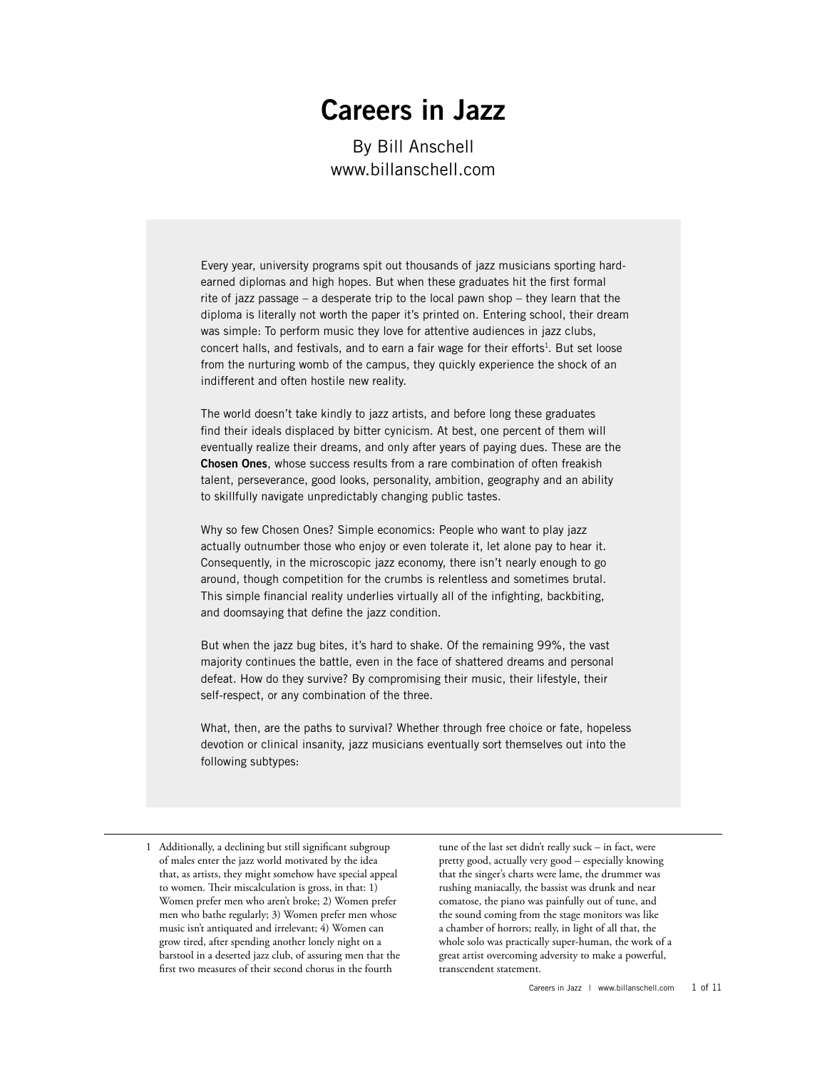# Careers in Jazz

By Bill Anschell
www.billanschell.com

Every year, university programs spit out thousands of jazz musicians sporting hard-earned diplomas and high hopes. But when these graduates hit the first formal rite of jazz passage – a desperate trip to the local pawn shop – they learn that the diploma is literally not worth the paper it's printed on. Entering school, their dream was simple: To perform music they love for attentive audiences in jazz clubs, concert halls, and festivals, and to earn a fair wage for their efforts[1]. But set loose from the nurturing womb of the campus, they quickly experience the shock of an indifferent and often hostile new reality.

The world doesn't take kindly to jazz artists, and before long these graduates find their ideals displaced by bitter cynicism. At best, one percent of them will eventually realize their dreams, and only after years of paying dues. These are the **Chosen Ones**, whose success results from a rare combination of often freakish talent, perseverance, good looks, personality, ambition, geography and an ability to skillfully navigate unpredictably changing public tastes.

Why so few Chosen Ones? Simple economics: People who want to play jazz actually outnumber those who enjoy or even tolerate it, let alone pay to hear it. Consequently, in the microscopic jazz economy, there isn't nearly enough to go around, though competition for the crumbs is relentless and sometimes brutal. This simple financial reality underlies virtually all of the infighting, backbiting, and doomsaying that define the jazz condition.

But when the jazz bug bites, it's hard to shake. Of the remaining 99%, the vast majority continues the battle, even in the face of shattered dreams and personal defeat. How do they survive? By compromising their music, their lifestyle, their self-respect, or any combination of the three.

What, then, are the paths to survival? Whether through free choice or fate, hopeless devotion or clinical insanity, jazz musicians eventually sort themselves out into the following subtypes:

---

1 Additionally, a declining but still significant subgroup of males enter the jazz world motivated by the idea that, as artists, they might somehow have special appeal to women. Their miscalculation is gross, in that: 1) Women prefer men who aren't broke; 2) Women prefer men who bathe regularly; 3) Women prefer men whose music isn't antiquated and irrelevant; 4) Women can grow tired, after spending another lonely night on a barstool in a deserted jazz club, of assuring men that the first two measures of their second chorus in the fourth tune of the last set didn't really suck – in fact, were pretty good, actually very good – especially knowing that the singer's charts were lame, the drummer was rushing maniacally, the bassist was drunk and near comatose, the piano was painfully out of tune, and the sound coming from the stage monitors was like a chamber of horrors; really, in light of all that, the whole solo was practically super-human, the work of a great artist overcoming adversity to make a powerful, transcendent statement.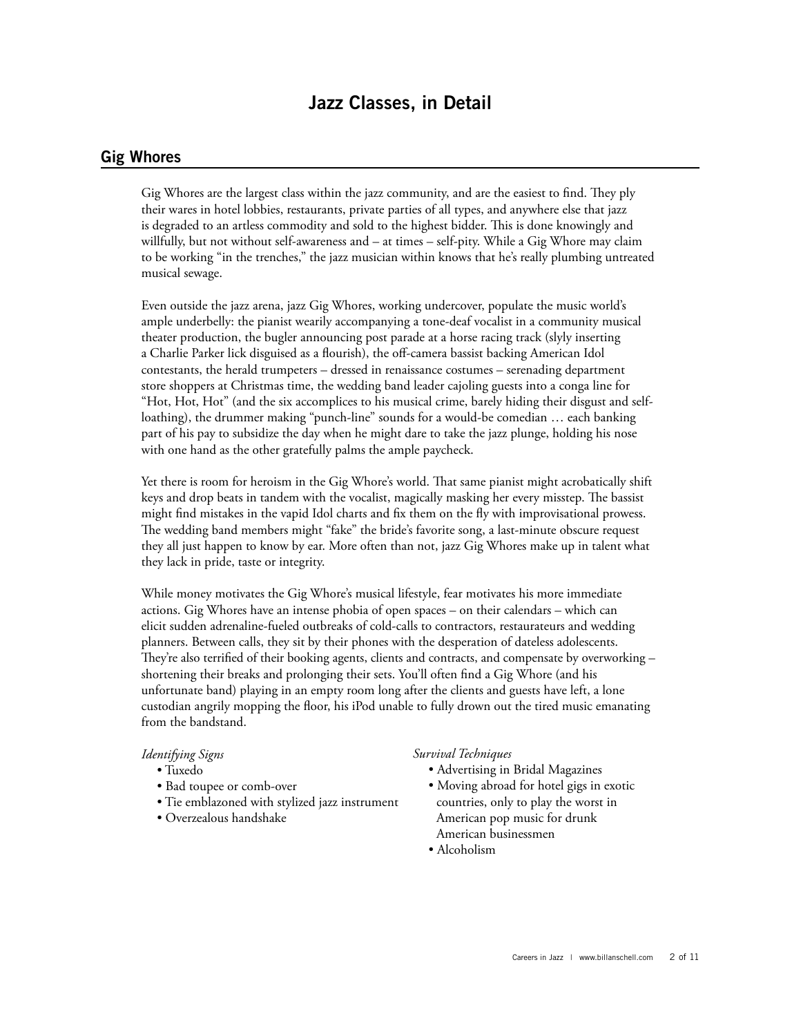# Jazz Classes, in Detail

## Gig Whores

Gig Whores are the largest class within the jazz community, and are the easiest to find. They ply their wares in hotel lobbies, restaurants, private parties of all types, and anywhere else that jazz is degraded to an artless commodity and sold to the highest bidder. This is done knowingly and willfully, but not without self-awareness and – at times – self-pity. While a Gig Whore may claim to be working "in the trenches," the jazz musician within knows that he's really plumbing untreated musical sewage.

Even outside the jazz arena, jazz Gig Whores, working undercover, populate the music world's ample underbelly: the pianist wearily accompanying a tone-deaf vocalist in a community musical theater production, the bugler announcing post parade at a horse racing track (slyly inserting a Charlie Parker lick disguised as a flourish), the off-camera bassist backing American Idol contestants, the herald trumpeters – dressed in renaissance costumes – serenading department store shoppers at Christmas time, the wedding band leader cajoling guests into a conga line for "Hot, Hot, Hot" (and the six accomplices to his musical crime, barely hiding their disgust and self-loathing), the drummer making "punch-line" sounds for a would-be comedian … each banking part of his pay to subsidize the day when he might dare to take the jazz plunge, holding his nose with one hand as the other gratefully palms the ample paycheck.

Yet there is room for heroism in the Gig Whore's world. That same pianist might acrobatically shift keys and drop beats in tandem with the vocalist, magically masking her every misstep. The bassist might find mistakes in the vapid Idol charts and fix them on the fly with improvisational prowess. The wedding band members might "fake" the bride's favorite song, a last-minute obscure request they all just happen to know by ear. More often than not, jazz Gig Whores make up in talent what they lack in pride, taste or integrity.

While money motivates the Gig Whore's musical lifestyle, fear motivates his more immediate actions. Gig Whores have an intense phobia of open spaces – on their calendars – which can elicit sudden adrenaline-fueled outbreaks of cold-calls to contractors, restaurateurs and wedding planners. Between calls, they sit by their phones with the desperation of dateless adolescents. They're also terrified of their booking agents, clients and contracts, and compensate by overworking – shortening their breaks and prolonging their sets. You'll often find a Gig Whore (and his unfortunate band) playing in an empty room long after the clients and guests have left, a lone custodian angrily mopping the floor, his iPod unable to fully drown out the tired music emanating from the bandstand.

*Identifying Signs*

- Tuxedo
- Bad toupee or comb-over
- Tie emblazoned with stylized jazz instrument
- Overzealous handshake

*Survival Techniques*

- Advertising in Bridal Magazines
- Moving abroad for hotel gigs in exotic countries, only to play the worst in American pop music for drunk American businessmen
- Alcoholism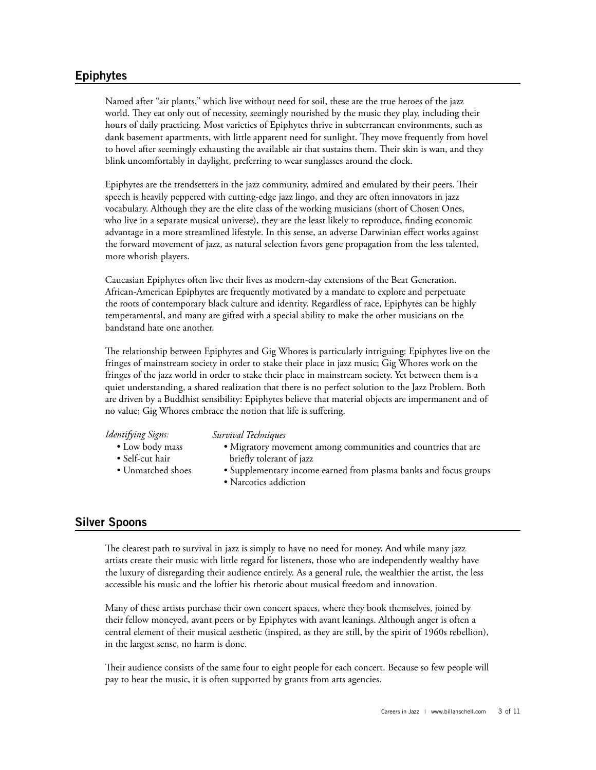## Epiphytes

Named after "air plants," which live without need for soil, these are the true heroes of the jazz world. They eat only out of necessity, seemingly nourished by the music they play, including their hours of daily practicing. Most varieties of Epiphytes thrive in subterranean environments, such as dank basement apartments, with little apparent need for sunlight. They move frequently from hovel to hovel after seemingly exhausting the available air that sustains them. Their skin is wan, and they blink uncomfortably in daylight, preferring to wear sunglasses around the clock.

Epiphytes are the trendsetters in the jazz community, admired and emulated by their peers. Their speech is heavily peppered with cutting-edge jazz lingo, and they are often innovators in jazz vocabulary. Although they are the elite class of the working musicians (short of Chosen Ones, who live in a separate musical universe), they are the least likely to reproduce, finding economic advantage in a more streamlined lifestyle. In this sense, an adverse Darwinian effect works against the forward movement of jazz, as natural selection favors gene propagation from the less talented, more whorish players.

Caucasian Epiphytes often live their lives as modern-day extensions of the Beat Generation. African-American Epiphytes are frequently motivated by a mandate to explore and perpetuate the roots of contemporary black culture and identity. Regardless of race, Epiphytes can be highly temperamental, and many are gifted with a special ability to make the other musicians on the bandstand hate one another.

The relationship between Epiphytes and Gig Whores is particularly intriguing: Epiphytes live on the fringes of mainstream society in order to stake their place in jazz music; Gig Whores work on the fringes of the jazz world in order to stake their place in mainstream society. Yet between them is a quiet understanding, a shared realization that there is no perfect solution to the Jazz Problem. Both are driven by a Buddhist sensibility: Epiphytes believe that material objects are impermanent and of no value; Gig Whores embrace the notion that life is suffering.

*Identifying Signs:*

- Low body mass
- Self-cut hair
- Unmatched shoes

*Survival Techniques*

- Migratory movement among communities and countries that are briefly tolerant of jazz
- Supplementary income earned from plasma banks and focus groups
- Narcotics addiction

## Silver Spoons

The clearest path to survival in jazz is simply to have no need for money. And while many jazz artists create their music with little regard for listeners, those who are independently wealthy have the luxury of disregarding their audience entirely. As a general rule, the wealthier the artist, the less accessible his music and the loftier his rhetoric about musical freedom and innovation.

Many of these artists purchase their own concert spaces, where they book themselves, joined by their fellow moneyed, avant peers or by Epiphytes with avant leanings. Although anger is often a central element of their musical aesthetic (inspired, as they are still, by the spirit of 1960s rebellion), in the largest sense, no harm is done.

Their audience consists of the same four to eight people for each concert. Because so few people will pay to hear the music, it is often supported by grants from arts agencies.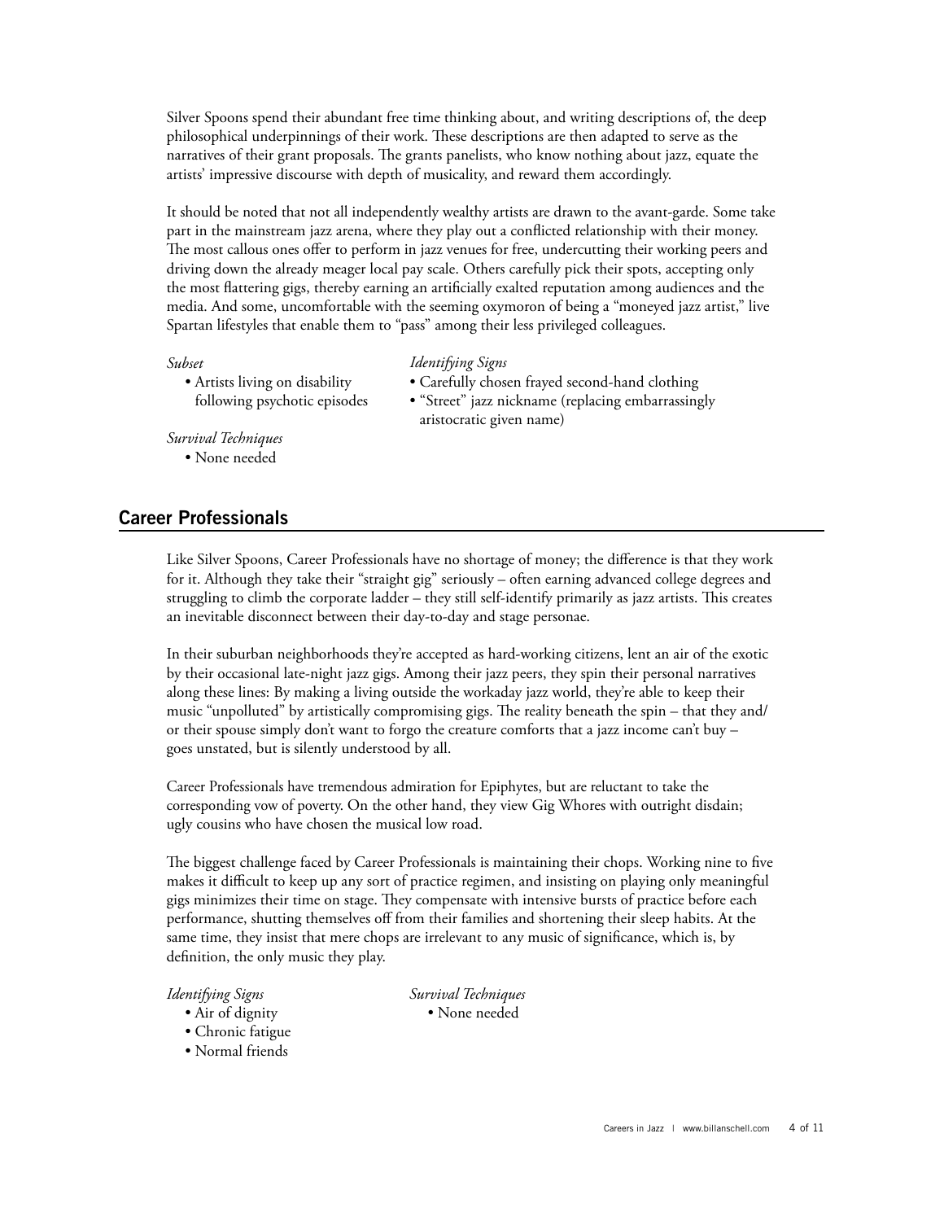Silver Spoons spend their abundant free time thinking about, and writing descriptions of, the deep philosophical underpinnings of their work. These descriptions are then adapted to serve as the narratives of their grant proposals. The grants panelists, who know nothing about jazz, equate the artists' impressive discourse with depth of musicality, and reward them accordingly.

It should be noted that not all independently wealthy artists are drawn to the avant-garde. Some take part in the mainstream jazz arena, where they play out a conflicted relationship with their money. The most callous ones offer to perform in jazz venues for free, undercutting their working peers and driving down the already meager local pay scale. Others carefully pick their spots, accepting only the most flattering gigs, thereby earning an artificially exalted reputation among audiences and the media. And some, uncomfortable with the seeming oxymoron of being a "moneyed jazz artist," live Spartan lifestyles that enable them to "pass" among their less privileged colleagues.

*Subset*

- Artists living on disability following psychotic episodes

*Identifying Signs*

- Carefully chosen frayed second-hand clothing
- "Street" jazz nickname (replacing embarrassingly aristocratic given name)

*Survival Techniques*

- None needed

## Career Professionals

Like Silver Spoons, Career Professionals have no shortage of money; the difference is that they work for it. Although they take their "straight gig" seriously – often earning advanced college degrees and struggling to climb the corporate ladder – they still self-identify primarily as jazz artists. This creates an inevitable disconnect between their day-to-day and stage personae.

In their suburban neighborhoods they're accepted as hard-working citizens, lent an air of the exotic by their occasional late-night jazz gigs. Among their jazz peers, they spin their personal narratives along these lines: By making a living outside the workaday jazz world, they're able to keep their music "unpolluted" by artistically compromising gigs. The reality beneath the spin – that they and/or their spouse simply don't want to forgo the creature comforts that a jazz income can't buy – goes unstated, but is silently understood by all.

Career Professionals have tremendous admiration for Epiphytes, but are reluctant to take the corresponding vow of poverty. On the other hand, they view Gig Whores with outright disdain; ugly cousins who have chosen the musical low road.

The biggest challenge faced by Career Professionals is maintaining their chops. Working nine to five makes it difficult to keep up any sort of practice regimen, and insisting on playing only meaningful gigs minimizes their time on stage. They compensate with intensive bursts of practice before each performance, shutting themselves off from their families and shortening their sleep habits. At the same time, they insist that mere chops are irrelevant to any music of significance, which is, by definition, the only music they play.

*Identifying Signs*

- Air of dignity
- Chronic fatigue
- Normal friends

*Survival Techniques*

- None needed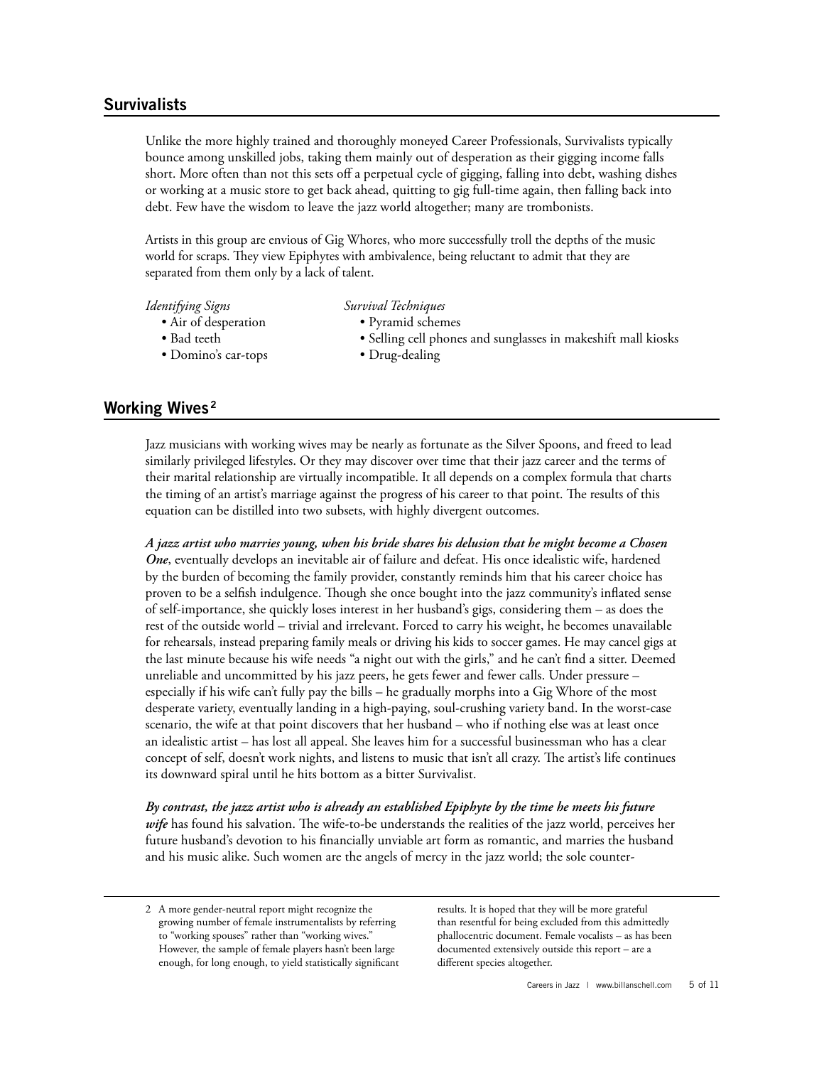## Survivalists

Unlike the more highly trained and thoroughly moneyed Career Professionals, Survivalists typically bounce among unskilled jobs, taking them mainly out of desperation as their gigging income falls short. More often than not this sets off a perpetual cycle of gigging, falling into debt, washing dishes or working at a music store to get back ahead, quitting to gig full-time again, then falling back into debt. Few have the wisdom to leave the jazz world altogether; many are trombonists.

Artists in this group are envious of Gig Whores, who more successfully troll the depths of the music world for scraps. They view Epiphytes with ambivalence, being reluctant to admit that they are separated from them only by a lack of talent.

*Identifying Signs*

- Air of desperation
- Bad teeth
- Domino's car-tops

*Survival Techniques*

- Pyramid schemes
- Selling cell phones and sunglasses in makeshift mall kiosks
- Drug-dealing

## Working Wives [2]

Jazz musicians with working wives may be nearly as fortunate as the Silver Spoons, and freed to lead similarly privileged lifestyles. Or they may discover over time that their jazz career and the terms of their marital relationship are virtually incompatible. It all depends on a complex formula that charts the timing of an artist's marriage against the progress of his career to that point. The results of this equation can be distilled into two subsets, with highly divergent outcomes.

***A jazz artist who marries young, when his bride shares his delusion that he might become a Chosen One***, eventually develops an inevitable air of failure and defeat. His once idealistic wife, hardened by the burden of becoming the family provider, constantly reminds him that his career choice has proven to be a selfish indulgence. Though she once bought into the jazz community's inflated sense of self-importance, she quickly loses interest in her husband's gigs, considering them – as does the rest of the outside world – trivial and irrelevant. Forced to carry his weight, he becomes unavailable for rehearsals, instead preparing family meals or driving his kids to soccer games. He may cancel gigs at the last minute because his wife needs "a night out with the girls," and he can't find a sitter. Deemed unreliable and uncommitted by his jazz peers, he gets fewer and fewer calls. Under pressure – especially if his wife can't fully pay the bills – he gradually morphs into a Gig Whore of the most desperate variety, eventually landing in a high-paying, soul-crushing variety band. In the worst-case scenario, the wife at that point discovers that her husband – who if nothing else was at least once an idealistic artist – has lost all appeal. She leaves him for a successful businessman who has a clear concept of self, doesn't work nights, and listens to music that isn't all crazy. The artist's life continues its downward spiral until he hits bottom as a bitter Survivalist.

***By contrast, the jazz artist who is already an established Epiphyte by the time he meets his future wife*** has found his salvation. The wife-to-be understands the realities of the jazz world, perceives her future husband's devotion to his financially unviable art form as romantic, and marries the husband and his music alike. Such women are the angels of mercy in the jazz world; the sole counter-

---

2 A more gender-neutral report might recognize the growing number of female instrumentalists by referring to "working spouses" rather than "working wives." However, the sample of female players hasn't been large enough, for long enough, to yield statistically significant results. It is hoped that they will be more grateful than resentful for being excluded from this admittedly phallocentric document. Female vocalists – as has been documented extensively outside this report – are a different species altogether.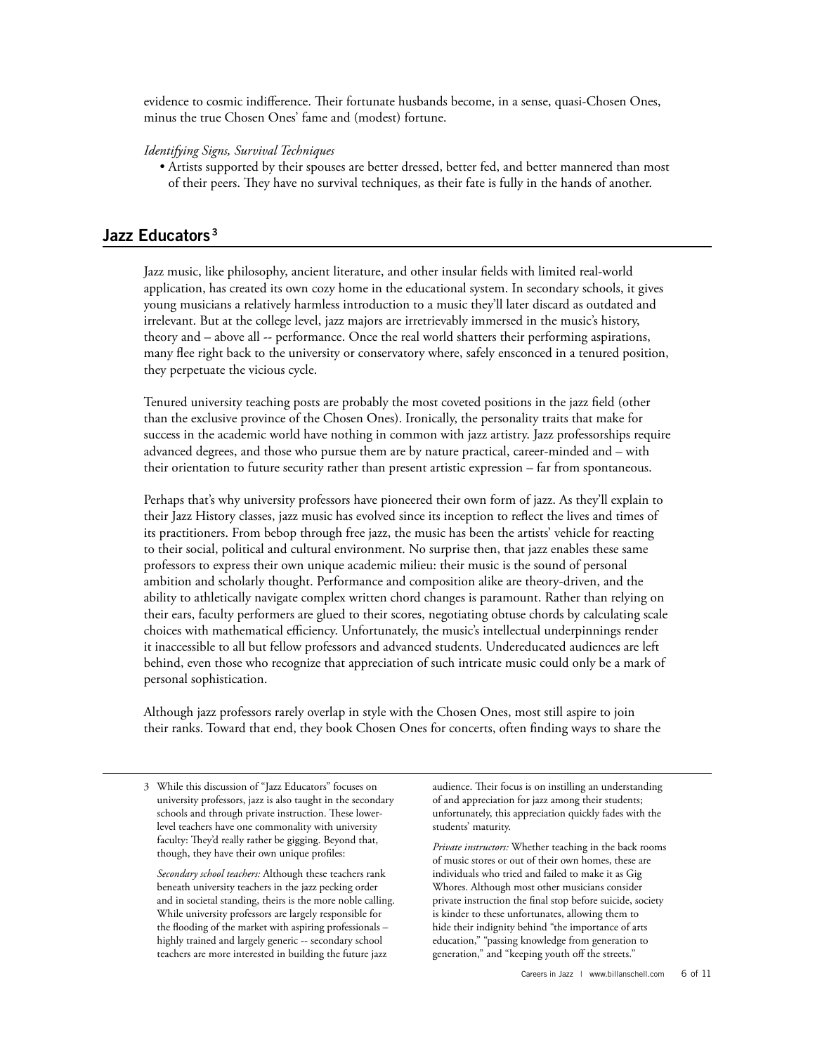evidence to cosmic indifference. Their fortunate husbands become, in a sense, quasi-Chosen Ones, minus the true Chosen Ones' fame and (modest) fortune.

*Identifying Signs, Survival Techniques*

- Artists supported by their spouses are better dressed, better fed, and better mannered than most of their peers. They have no survival techniques, as their fate is fully in the hands of another.

## Jazz Educators[3]

Jazz music, like philosophy, ancient literature, and other insular fields with limited real-world application, has created its own cozy home in the educational system. In secondary schools, it gives young musicians a relatively harmless introduction to a music they'll later discard as outdated and irrelevant. But at the college level, jazz majors are irretrievably immersed in the music's history, theory and – above all -- performance. Once the real world shatters their performing aspirations, many flee right back to the university or conservatory where, safely ensconced in a tenured position, they perpetuate the vicious cycle.

Tenured university teaching posts are probably the most coveted positions in the jazz field (other than the exclusive province of the Chosen Ones). Ironically, the personality traits that make for success in the academic world have nothing in common with jazz artistry. Jazz professorships require advanced degrees, and those who pursue them are by nature practical, career-minded and – with their orientation to future security rather than present artistic expression – far from spontaneous.

Perhaps that's why university professors have pioneered their own form of jazz. As they'll explain to their Jazz History classes, jazz music has evolved since its inception to reflect the lives and times of its practitioners. From bebop through free jazz, the music has been the artists' vehicle for reacting to their social, political and cultural environment. No surprise then, that jazz enables these same professors to express their own unique academic milieu: their music is the sound of personal ambition and scholarly thought. Performance and composition alike are theory-driven, and the ability to athletically navigate complex written chord changes is paramount. Rather than relying on their ears, faculty performers are glued to their scores, negotiating obtuse chords by calculating scale choices with mathematical efficiency. Unfortunately, the music's intellectual underpinnings render it inaccessible to all but fellow professors and advanced students. Undereducated audiences are left behind, even those who recognize that appreciation of such intricate music could only be a mark of personal sophistication.

Although jazz professors rarely overlap in style with the Chosen Ones, most still aspire to join their ranks. Toward that end, they book Chosen Ones for concerts, often finding ways to share the

---

3 While this discussion of "Jazz Educators" focuses on university professors, jazz is also taught in the secondary schools and through private instruction. These lower-level teachers have one commonality with university faculty: They'd really rather be gigging. Beyond that, though, they have their own unique profiles:

*Secondary school teachers:* Although these teachers rank beneath university teachers in the jazz pecking order and in societal standing, theirs is the more noble calling. While university professors are largely responsible for the flooding of the market with aspiring professionals – highly trained and largely generic -- secondary school teachers are more interested in building the future jazz audience. Their focus is on instilling an understanding of and appreciation for jazz among their students; unfortunately, this appreciation quickly fades with the students' maturity.

*Private instructors:* Whether teaching in the back rooms of music stores or out of their own homes, these are individuals who tried and failed to make it as Gig Whores. Although most other musicians consider private instruction the final stop before suicide, society is kinder to these unfortunates, allowing them to hide their indignity behind "the importance of arts education," "passing knowledge from generation to generation," and "keeping youth off the streets."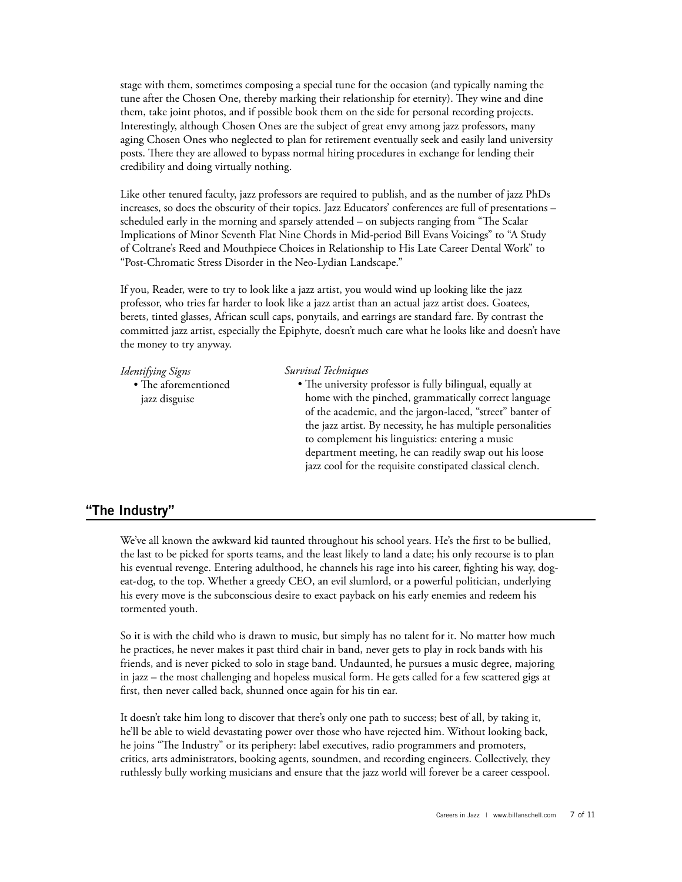stage with them, sometimes composing a special tune for the occasion (and typically naming the tune after the Chosen One, thereby marking their relationship for eternity). They wine and dine them, take joint photos, and if possible book them on the side for personal recording projects. Interestingly, although Chosen Ones are the subject of great envy among jazz professors, many aging Chosen Ones who neglected to plan for retirement eventually seek and easily land university posts. There they are allowed to bypass normal hiring procedures in exchange for lending their credibility and doing virtually nothing.

Like other tenured faculty, jazz professors are required to publish, and as the number of jazz PhDs increases, so does the obscurity of their topics. Jazz Educators' conferences are full of presentations – scheduled early in the morning and sparsely attended – on subjects ranging from "The Scalar Implications of Minor Seventh Flat Nine Chords in Mid-period Bill Evans Voicings" to "A Study of Coltrane's Reed and Mouthpiece Choices in Relationship to His Late Career Dental Work" to "Post-Chromatic Stress Disorder in the Neo-Lydian Landscape."

If you, Reader, were to try to look like a jazz artist, you would wind up looking like the jazz professor, who tries far harder to look like a jazz artist than an actual jazz artist does. Goatees, berets, tinted glasses, African scull caps, ponytails, and earrings are standard fare. By contrast the committed jazz artist, especially the Epiphyte, doesn't much care what he looks like and doesn't have the money to try anyway.

*Identifying Signs*

- The aforementioned jazz disguise

*Survival Techniques*

- The university professor is fully bilingual, equally at home with the pinched, grammatically correct language of the academic, and the jargon-laced, "street" banter of the jazz artist. By necessity, he has multiple personalities to complement his linguistics: entering a music department meeting, he can readily swap out his loose jazz cool for the requisite constipated classical clench.

## "The Industry"

We've all known the awkward kid taunted throughout his school years. He's the first to be bullied, the last to be picked for sports teams, and the least likely to land a date; his only recourse is to plan his eventual revenge. Entering adulthood, he channels his rage into his career, fighting his way, dog-eat-dog, to the top. Whether a greedy CEO, an evil slumlord, or a powerful politician, underlying his every move is the subconscious desire to exact payback on his early enemies and redeem his tormented youth.

So it is with the child who is drawn to music, but simply has no talent for it. No matter how much he practices, he never makes it past third chair in band, never gets to play in rock bands with his friends, and is never picked to solo in stage band. Undaunted, he pursues a music degree, majoring in jazz – the most challenging and hopeless musical form. He gets called for a few scattered gigs at first, then never called back, shunned once again for his tin ear.

It doesn't take him long to discover that there's only one path to success; best of all, by taking it, he'll be able to wield devastating power over those who have rejected him. Without looking back, he joins "The Industry" or its periphery: label executives, radio programmers and promoters, critics, arts administrators, booking agents, soundmen, and recording engineers. Collectively, they ruthlessly bully working musicians and ensure that the jazz world will forever be a career cesspool.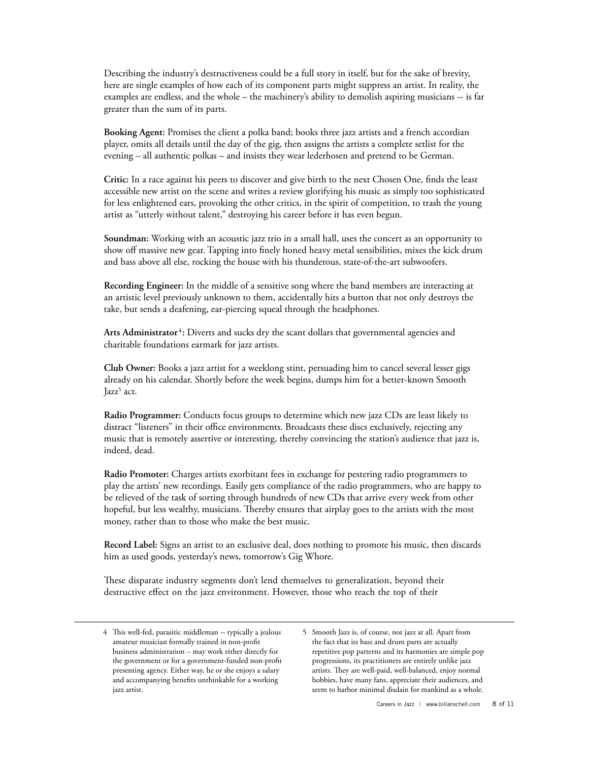Describing the industry's destructiveness could be a full story in itself, but for the sake of brevity, here are single examples of how each of its component parts might suppress an artist. In reality, the examples are endless, and the whole – the machinery's ability to demolish aspiring musicians -- is far greater than the sum of its parts.

**Booking Agent:** Promises the client a polka band; books three jazz artists and a french accordian player, omits all details until the day of the gig, then assigns the artists a complete setlist for the evening – all authentic polkas – and insists they wear lederhosen and pretend to be German.

**Critic:** In a race against his peers to discover and give birth to the next Chosen One, finds the least accessible new artist on the scene and writes a review glorifying his music as simply too sophisticated for less enlightened ears, provoking the other critics, in the spirit of competition, to trash the young artist as "utterly without talent," destroying his career before it has even begun.

**Soundman:** Working with an acoustic jazz trio in a small hall, uses the concert as an opportunity to show off massive new gear. Tapping into finely honed heavy metal sensibilities, mixes the kick drum and bass above all else, rocking the house with his thunderous, state-of-the-art subwoofers.

**Recording Engineer:** In the middle of a sensitive song where the band members are interacting at an artistic level previously unknown to them, accidentally hits a button that not only destroys the take, but sends a deafening, ear-piercing squeal through the headphones.

**Arts Administrator[4]:** Diverts and sucks dry the scant dollars that governmental agencies and charitable foundations earmark for jazz artists.

**Club Owner:** Books a jazz artist for a weeklong stint, persuading him to cancel several lesser gigs already on his calendar. Shortly before the week begins, dumps him for a better-known Smooth Jazz[5] act.

**Radio Programmer:** Conducts focus groups to determine which new jazz CDs are least likely to distract "listeners" in their office environments. Broadcasts these discs exclusively, rejecting any music that is remotely assertive or interesting, thereby convincing the station's audience that jazz is, indeed, dead.

**Radio Promoter:** Charges artists exorbitant fees in exchange for pestering radio programmers to play the artists' new recordings. Easily gets compliance of the radio programmers, who are happy to be relieved of the task of sorting through hundreds of new CDs that arrive every week from other hopeful, but less wealthy, musicians. Thereby ensures that airplay goes to the artists with the most money, rather than to those who make the best music.

**Record Label:** Signs an artist to an exclusive deal, does nothing to promote his music, then discards him as used goods, yesterday's news, tomorrow's Gig Whore.

These disparate industry segments don't lend themselves to generalization, beyond their destructive effect on the jazz environment. However, those who reach the top of their

---

4 This well-fed, parasitic middleman -- typically a jealous amateur musician formally trained in non-profit business administration – may work either directly for the government or for a government-funded non-profit presenting agency. Either way, he or she enjoys a salary and accompanying benefits unthinkable for a working jazz artist.

5 Smooth Jazz is, of course, not jazz at all. Apart from the fact that its bass and drum parts are actually repetitive pop patterns and its harmonies are simple pop progressions, its practitioners are entirely unlike jazz artists. They are well-paid, well-balanced, enjoy normal hobbies, have many fans, appreciate their audiences, and seem to harbor minimal disdain for mankind as a whole.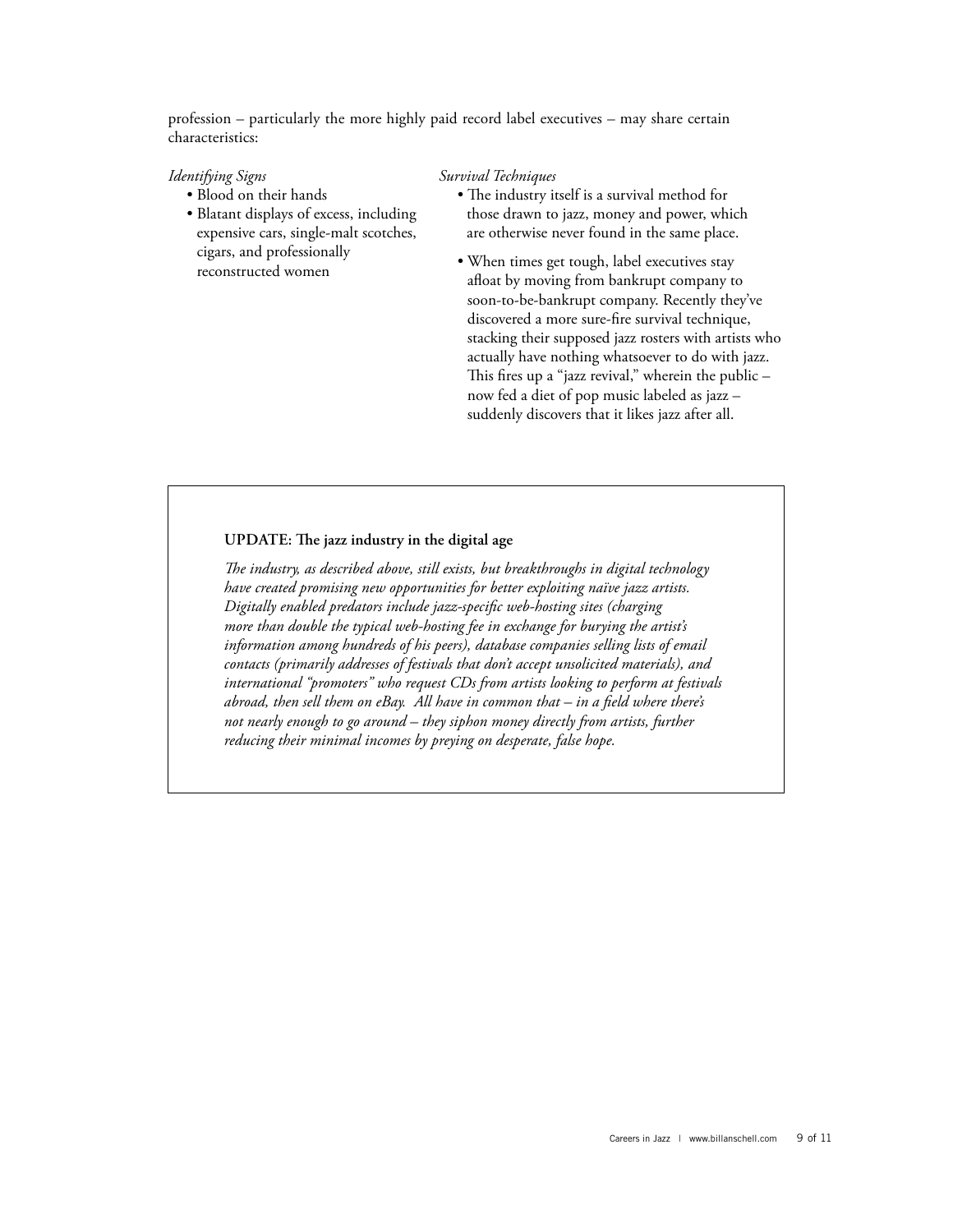profession – particularly the more highly paid record label executives – may share certain characteristics:

*Identifying Signs*

- Blood on their hands
- Blatant displays of excess, including expensive cars, single-malt scotches, cigars, and professionally reconstructed women

*Survival Techniques*

- The industry itself is a survival method for those drawn to jazz, money and power, which are otherwise never found in the same place.
- When times get tough, label executives stay afloat by moving from bankrupt company to soon-to-be-bankrupt company. Recently they've discovered a more sure-fire survival technique, stacking their supposed jazz rosters with artists who actually have nothing whatsoever to do with jazz. This fires up a "jazz revival," wherein the public – now fed a diet of pop music labeled as jazz – suddenly discovers that it likes jazz after all.

**UPDATE: The jazz industry in the digital age**

*The industry, as described above, still exists, but breakthroughs in digital technology have created promising new opportunities for better exploiting naïve jazz artists. Digitally enabled predators include jazz-specific web-hosting sites (charging more than double the typical web-hosting fee in exchange for burying the artist's information among hundreds of his peers), database companies selling lists of email contacts (primarily addresses of festivals that don't accept unsolicited materials), and international "promoters" who request CDs from artists looking to perform at festivals abroad, then sell them on eBay. All have in common that – in a field where there's not nearly enough to go around – they siphon money directly from artists, further reducing their minimal incomes by preying on desperate, false hope.*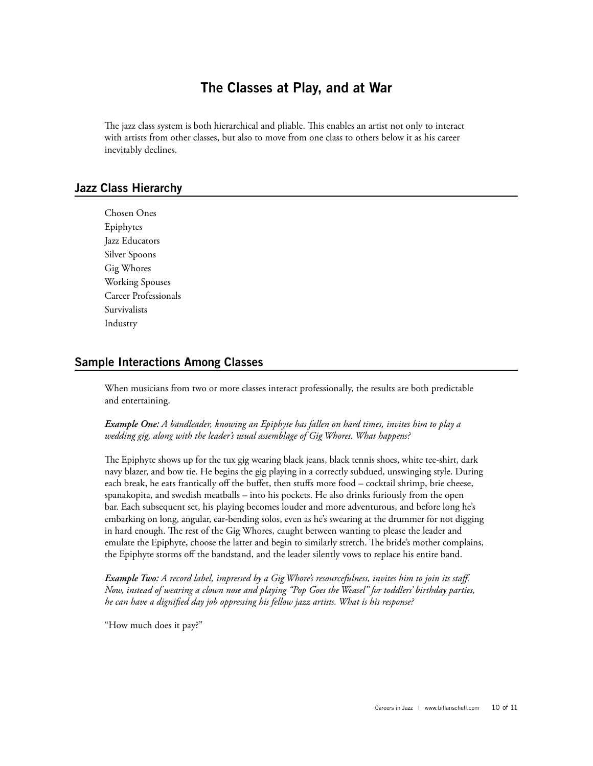# The Classes at Play, and at War

The jazz class system is both hierarchical and pliable. This enables an artist not only to interact with artists from other classes, but also to move from one class to others below it as his career inevitably declines.

## Jazz Class Hierarchy

Chosen Ones
Epiphytes
Jazz Educators
Silver Spoons
Gig Whores
Working Spouses
Career Professionals
Survivalists
Industry

## Sample Interactions Among Classes

When musicians from two or more classes interact professionally, the results are both predictable and entertaining.

***Example One:*** *A bandleader, knowing an Epiphyte has fallen on hard times, invites him to play a wedding gig, along with the leader's usual assemblage of Gig Whores. What happens?*

The Epiphyte shows up for the tux gig wearing black jeans, black tennis shoes, white tee-shirt, dark navy blazer, and bow tie. He begins the gig playing in a correctly subdued, unswinging style. During each break, he eats frantically off the buffet, then stuffs more food – cocktail shrimp, brie cheese, spanakopita, and swedish meatballs – into his pockets. He also drinks furiously from the open bar. Each subsequent set, his playing becomes louder and more adventurous, and before long he's embarking on long, angular, ear-bending solos, even as he's swearing at the drummer for not digging in hard enough. The rest of the Gig Whores, caught between wanting to please the leader and emulate the Epiphyte, choose the latter and begin to similarly stretch. The bride's mother complains, the Epiphyte storms off the bandstand, and the leader silently vows to replace his entire band.

***Example Two:*** *A record label, impressed by a Gig Whore's resourcefulness, invites him to join its staff. Now, instead of wearing a clown nose and playing "Pop Goes the Weasel" for toddlers' birthday parties, he can have a dignified day job oppressing his fellow jazz artists. What is his response?*

"How much does it pay?"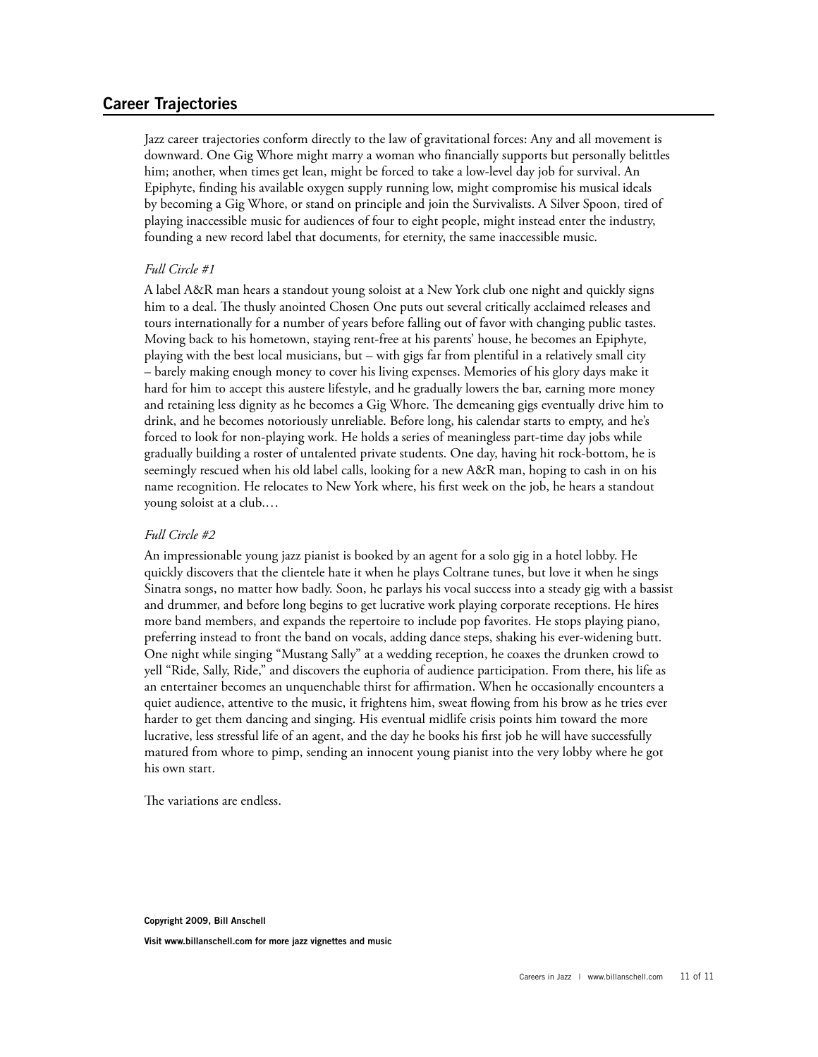## Career Trajectories

Jazz career trajectories conform directly to the law of gravitational forces: Any and all movement is downward. One Gig Whore might marry a woman who financially supports but personally belittles him; another, when times get lean, might be forced to take a low-level day job for survival. An Epiphyte, finding his available oxygen supply running low, might compromise his musical ideals by becoming a Gig Whore, or stand on principle and join the Survivalists. A Silver Spoon, tired of playing inaccessible music for audiences of four to eight people, might instead enter the industry, founding a new record label that documents, for eternity, the same inaccessible music.

*Full Circle #1*

A label A&R man hears a standout young soloist at a New York club one night and quickly signs him to a deal. The thusly anointed Chosen One puts out several critically acclaimed releases and tours internationally for a number of years before falling out of favor with changing public tastes. Moving back to his hometown, staying rent-free at his parents' house, he becomes an Epiphyte, playing with the best local musicians, but – with gigs far from plentiful in a relatively small city – barely making enough money to cover his living expenses. Memories of his glory days make it hard for him to accept this austere lifestyle, and he gradually lowers the bar, earning more money and retaining less dignity as he becomes a Gig Whore. The demeaning gigs eventually drive him to drink, and he becomes notoriously unreliable. Before long, his calendar starts to empty, and he's forced to look for non-playing work. He holds a series of meaningless part-time day jobs while gradually building a roster of untalented private students. One day, having hit rock-bottom, he is seemingly rescued when his old label calls, looking for a new A&R man, hoping to cash in on his name recognition. He relocates to New York where, his first week on the job, he hears a standout young soloist at a club.…

*Full Circle #2*

An impressionable young jazz pianist is booked by an agent for a solo gig in a hotel lobby. He quickly discovers that the clientele hate it when he plays Coltrane tunes, but love it when he sings Sinatra songs, no matter how badly. Soon, he parlays his vocal success into a steady gig with a bassist and drummer, and before long begins to get lucrative work playing corporate receptions. He hires more band members, and expands the repertoire to include pop favorites. He stops playing piano, preferring instead to front the band on vocals, adding dance steps, shaking his ever-widening butt. One night while singing "Mustang Sally" at a wedding reception, he coaxes the drunken crowd to yell "Ride, Sally, Ride," and discovers the euphoria of audience participation. From there, his life as an entertainer becomes an unquenchable thirst for affirmation. When he occasionally encounters a quiet audience, attentive to the music, it frightens him, sweat flowing from his brow as he tries ever harder to get them dancing and singing. His eventual midlife crisis points him toward the more lucrative, less stressful life of an agent, and the day he books his first job he will have successfully matured from whore to pimp, sending an innocent young pianist into the very lobby where he got his own start.

The variations are endless.

**Copyright 2009, Bill Anschell**

**Visit www.billanschell.com for more jazz vignettes and music**